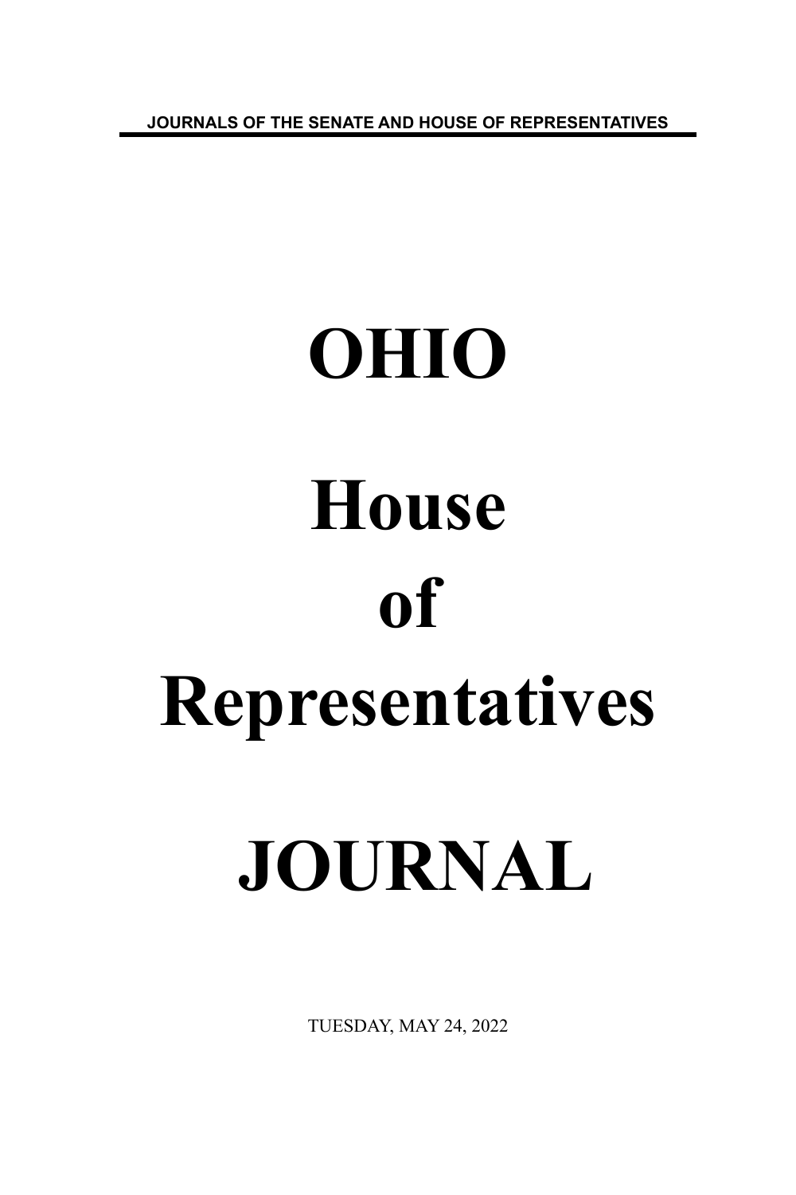JOURNALS OF THE SENATE AND HOUSE OF REPRESENTATIVES

# OHIO

# House

# of

# Representatives

# JOURNAL

TUESDAY, MAY 24, 2022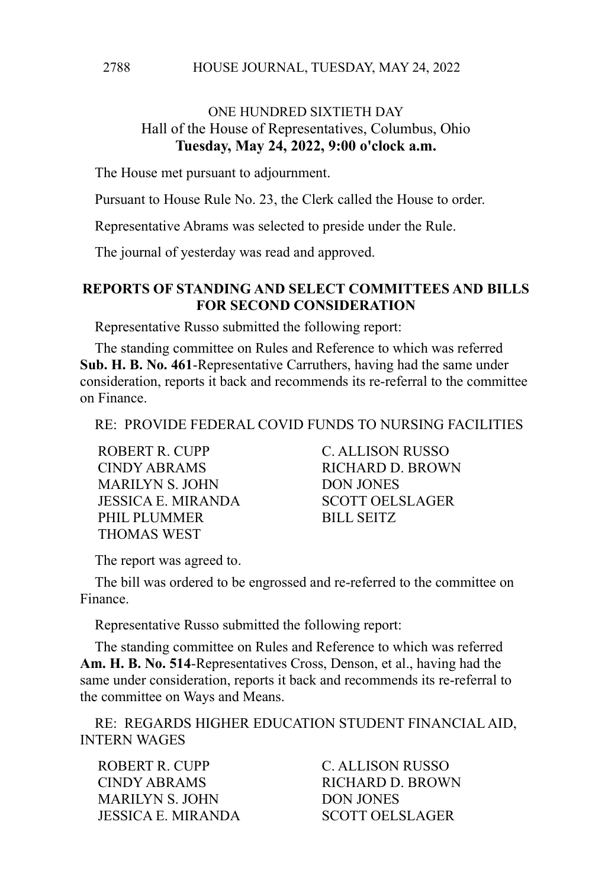ONE HUNDRED SIXTIETH DAY
Hall of the House of Representatives, Columbus, Ohio
**Tuesday, May 24, 2022, 9:00 o'clock a.m.**

The House met pursuant to adjournment.

Pursuant to House Rule No. 23, the Clerk called the House to order.

Representative Abrams was selected to preside under the Rule.

The journal of yesterday was read and approved.

## REPORTS OF STANDING AND SELECT COMMITTEES AND BILLS FOR SECOND CONSIDERATION

Representative Russo submitted the following report:

The standing committee on Rules and Reference to which was referred **Sub. H. B. No. 461**-Representative Carruthers, having had the same under consideration, reports it back and recommends its re-referral to the committee on Finance.

RE: PROVIDE FEDERAL COVID FUNDS TO NURSING FACILITIES

ROBERT R. CUPP
C. ALLISON RUSSO
CINDY ABRAMS
RICHARD D. BROWN
MARILYN S. JOHN
DON JONES
JESSICA E. MIRANDA
SCOTT OELSLAGER
PHIL PLUMMER
BILL SEITZ
THOMAS WEST

The report was agreed to.

The bill was ordered to be engrossed and re-referred to the committee on Finance.

Representative Russo submitted the following report:

The standing committee on Rules and Reference to which was referred **Am. H. B. No. 514**-Representatives Cross, Denson, et al., having had the same under consideration, reports it back and recommends its re-referral to the committee on Ways and Means.

RE: REGARDS HIGHER EDUCATION STUDENT FINANCIAL AID, INTERN WAGES

ROBERT R. CUPP
C. ALLISON RUSSO
CINDY ABRAMS
RICHARD D. BROWN
MARILYN S. JOHN
DON JONES
JESSICA E. MIRANDA
SCOTT OELSLAGER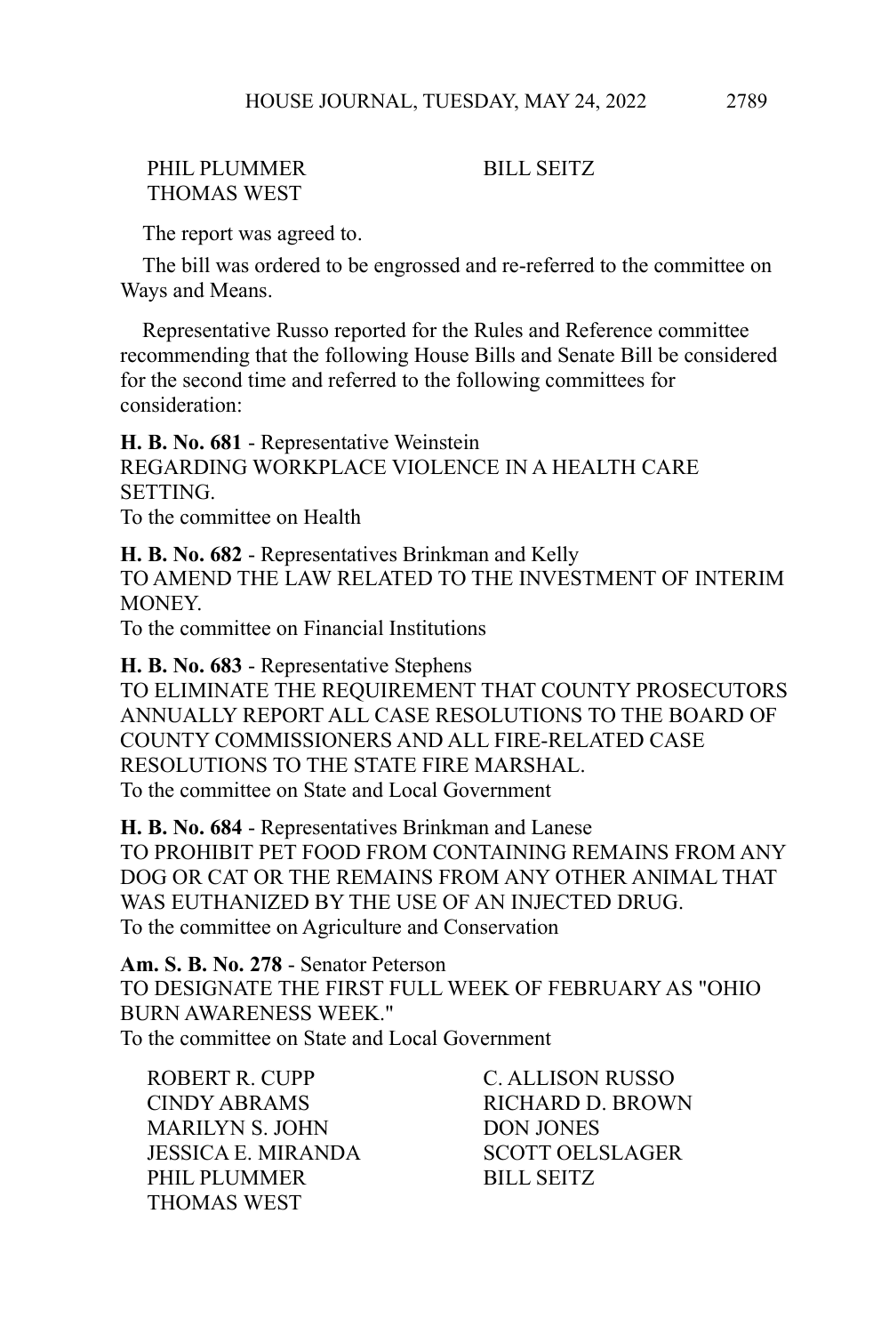PHIL PLUMMER BILL SEITZ
THOMAS WEST

The report was agreed to.

The bill was ordered to be engrossed and re-referred to the committee on Ways and Means.

Representative Russo reported for the Rules and Reference committee recommending that the following House Bills and Senate Bill be considered for the second time and referred to the following committees for consideration:

**H. B. No. 681** - Representative Weinstein
REGARDING WORKPLACE VIOLENCE IN A HEALTH CARE SETTING.
To the committee on Health

**H. B. No. 682** - Representatives Brinkman and Kelly
TO AMEND THE LAW RELATED TO THE INVESTMENT OF INTERIM MONEY.
To the committee on Financial Institutions

**H. B. No. 683** - Representative Stephens
TO ELIMINATE THE REQUIREMENT THAT COUNTY PROSECUTORS ANNUALLY REPORT ALL CASE RESOLUTIONS TO THE BOARD OF COUNTY COMMISSIONERS AND ALL FIRE-RELATED CASE RESOLUTIONS TO THE STATE FIRE MARSHAL.
To the committee on State and Local Government

**H. B. No. 684** - Representatives Brinkman and Lanese
TO PROHIBIT PET FOOD FROM CONTAINING REMAINS FROM ANY DOG OR CAT OR THE REMAINS FROM ANY OTHER ANIMAL THAT WAS EUTHANIZED BY THE USE OF AN INJECTED DRUG.
To the committee on Agriculture and Conservation

**Am. S. B. No. 278** - Senator Peterson
TO DESIGNATE THE FIRST FULL WEEK OF FEBRUARY AS "OHIO BURN AWARENESS WEEK."
To the committee on State and Local Government

ROBERT R. CUPP C. ALLISON RUSSO
CINDY ABRAMS RICHARD D. BROWN
MARILYN S. JOHN DON JONES
JESSICA E. MIRANDA SCOTT OELSLAGER
PHIL PLUMMER BILL SEITZ
THOMAS WEST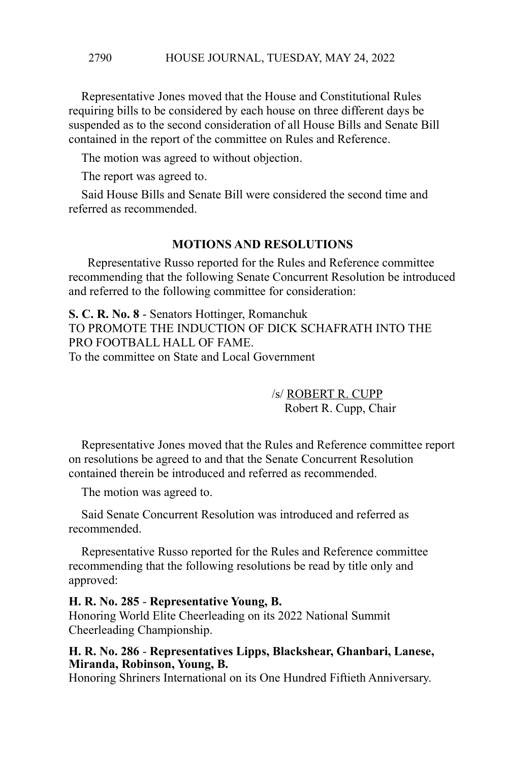Representative Jones moved that the House and Constitutional Rules requiring bills to be considered by each house on three different days be suspended as to the second consideration of all House Bills and Senate Bill contained in the report of the committee on Rules and Reference.

The motion was agreed to without objection.

The report was agreed to.

Said House Bills and Senate Bill were considered the second time and referred as recommended.

## MOTIONS AND RESOLUTIONS

Representative Russo reported for the Rules and Reference committee recommending that the following Senate Concurrent Resolution be introduced and referred to the following committee for consideration:

**S. C. R. No. 8** - Senators Hottinger, Romanchuk
TO PROMOTE THE INDUCTION OF DICK SCHAFRATH INTO THE PRO FOOTBALL HALL OF FAME.
To the committee on State and Local Government

/s/ ROBERT R. CUPP
Robert R. Cupp, Chair

Representative Jones moved that the Rules and Reference committee report on resolutions be agreed to and that the Senate Concurrent Resolution contained therein be introduced and referred as recommended.

The motion was agreed to.

Said Senate Concurrent Resolution was introduced and referred as recommended.

Representative Russo reported for the Rules and Reference committee recommending that the following resolutions be read by title only and approved:

**H. R. No. 285** - **Representative Young, B.**
Honoring World Elite Cheerleading on its 2022 National Summit Cheerleading Championship.

**H. R. No. 286** - **Representatives Lipps, Blackshear, Ghanbari, Lanese, Miranda, Robinson, Young, B.**
Honoring Shriners International on its One Hundred Fiftieth Anniversary.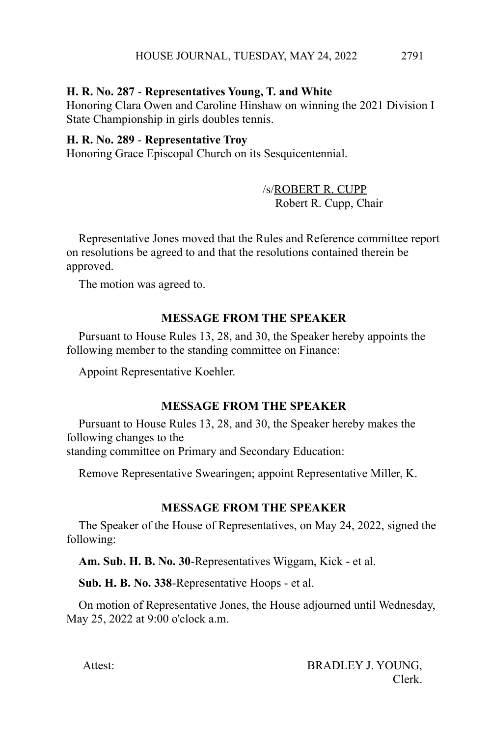**H. R. No. 287** - **Representatives Young, T. and White**
Honoring Clara Owen and Caroline Hinshaw on winning the 2021 Division I State Championship in girls doubles tennis.

**H. R. No. 289** - **Representative Troy**
Honoring Grace Episcopal Church on its Sesquicentennial.

/s/ROBERT R. CUPP
Robert R. Cupp, Chair

Representative Jones moved that the Rules and Reference committee report on resolutions be agreed to and that the resolutions contained therein be approved.

The motion was agreed to.

## MESSAGE FROM THE SPEAKER

Pursuant to House Rules 13, 28, and 30, the Speaker hereby appoints the following member to the standing committee on Finance:

Appoint Representative Koehler.

## MESSAGE FROM THE SPEAKER

Pursuant to House Rules 13, 28, and 30, the Speaker hereby makes the following changes to the
standing committee on Primary and Secondary Education:

Remove Representative Swearingen; appoint Representative Miller, K.

## MESSAGE FROM THE SPEAKER

The Speaker of the House of Representatives, on May 24, 2022, signed the following:

**Am. Sub. H. B. No. 30**-Representatives Wiggam, Kick - et al.

**Sub. H. B. No. 338**-Representative Hoops - et al.

On motion of Representative Jones, the House adjourned until Wednesday, May 25, 2022 at 9:00 o'clock a.m.

Attest: BRADLEY J. YOUNG,
Clerk.